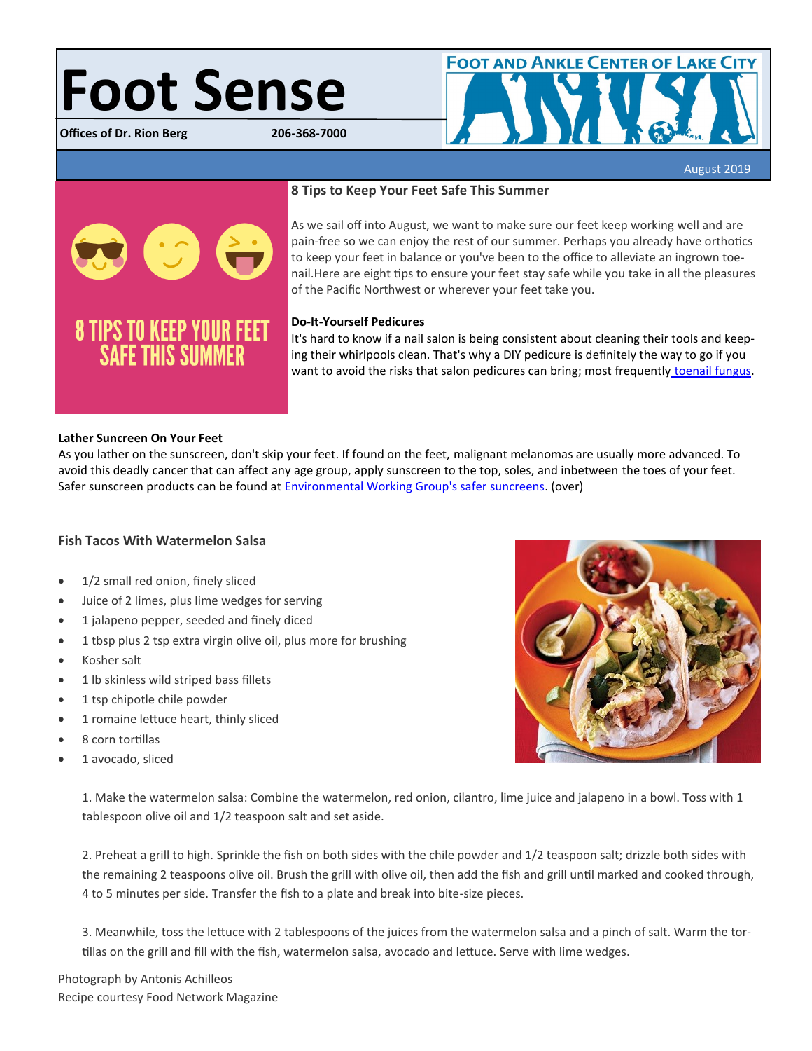# Foot Sense

**Offices of Dr. Rion Berg** **206-368-7000**

FOOT AND ANKLE CENTER OF LAKE CITY

August 2019

8 TIPS TO KEEP YOUR FEET SAFE THIS SUMMER

## 8 Tips to Keep Your Feet Safe This Summer

As we sail off into August, we want to make sure our feet keep working well and are pain-free so we can enjoy the rest of our summer. Perhaps you already have orthotics to keep your feet in balance or you've been to the office to alleviate an ingrown toe-nail.Here are eight tips to ensure your feet stay safe while you take in all the pleasures of the Pacific Northwest or wherever your feet take you.

**Do-It-Yourself Pedicures**
It's hard to know if a nail salon is being consistent about cleaning their tools and keeping their whirlpools clean. That's why a DIY pedicure is definitely the way to go if you want to avoid the risks that salon pedicures can bring; most frequently toenail fungus.

**Lather Suncreen On Your Feet**
As you lather on the sunscreen, don't skip your feet. If found on the feet, malignant melanomas are usually more advanced. To avoid this deadly cancer that can affect any age group, apply sunscreen to the top, soles, and inbetween the toes of your feet. Safer sunscreen products can be found at Environmental Working Group's safer suncreens. (over)

## Fish Tacos With Watermelon Salsa

- 1/2 small red onion, finely sliced
- Juice of 2 limes, plus lime wedges for serving
- 1 jalapeno pepper, seeded and finely diced
- 1 tbsp plus 2 tsp extra virgin olive oil, plus more for brushing
- Kosher salt
- 1 lb skinless wild striped bass fillets
- 1 tsp chipotle chile powder
- 1 romaine lettuce heart, thinly sliced
- 8 corn tortillas
- 1 avocado, sliced

1. Make the watermelon salsa: Combine the watermelon, red onion, cilantro, lime juice and jalapeno in a bowl. Toss with 1 tablespoon olive oil and 1/2 teaspoon salt and set aside.

2. Preheat a grill to high. Sprinkle the fish on both sides with the chile powder and 1/2 teaspoon salt; drizzle both sides with the remaining 2 teaspoons olive oil. Brush the grill with olive oil, then add the fish and grill until marked and cooked through, 4 to 5 minutes per side. Transfer the fish to a plate and break into bite-size pieces.

3. Meanwhile, toss the lettuce with 2 tablespoons of the juices from the watermelon salsa and a pinch of salt. Warm the tortillas on the grill and fill with the fish, watermelon salsa, avocado and lettuce. Serve with lime wedges.

Photograph by Antonis Achilleos
Recipe courtesy Food Network Magazine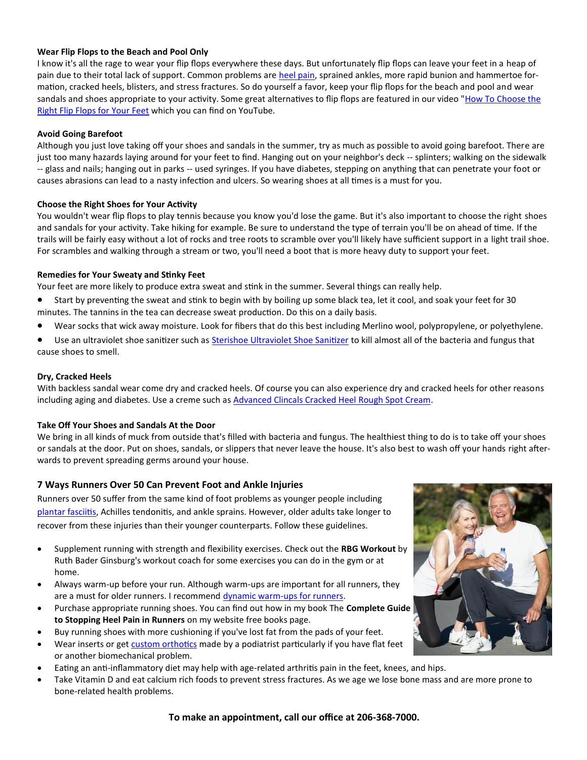**Wear Flip Flops to the Beach and Pool Only**

I know it's all the rage to wear your flip flops everywhere these days. But unfortunately flip flops can leave your feet in a heap of pain due to their total lack of support. Common problems are heel pain, sprained ankles, more rapid bunion and hammertoe formation, cracked heels, blisters, and stress fractures. So do yourself a favor, keep your flip flops for the beach and pool and wear sandals and shoes appropriate to your activity. Some great alternatives to flip flops are featured in our video "How To Choose the Right Flip Flops for Your Feet which you can find on YouTube.

**Avoid Going Barefoot**

Although you just love taking off your shoes and sandals in the summer, try as much as possible to avoid going barefoot. There are just too many hazards laying around for your feet to find. Hanging out on your neighbor's deck -- splinters; walking on the sidewalk -- glass and nails; hanging out in parks -- used syringes. If you have diabetes, stepping on anything that can penetrate your foot or causes abrasions can lead to a nasty infection and ulcers. So wearing shoes at all times is a must for you.

**Choose the Right Shoes for Your Activity**

You wouldn't wear flip flops to play tennis because you know you'd lose the game. But it's also important to choose the right shoes and sandals for your activity. Take hiking for example. Be sure to understand the type of terrain you'll be on ahead of time. If the trails will be fairly easy without a lot of rocks and tree roots to scramble over you'll likely have sufficient support in a light trail shoe. For scrambles and walking through a stream or two, you'll need a boot that is more heavy duty to support your feet.

**Remedies for Your Sweaty and Stinky Feet**

Your feet are more likely to produce extra sweat and stink in the summer. Several things can really help.

- Start by preventing the sweat and stink to begin with by boiling up some black tea, let it cool, and soak your feet for 30 minutes. The tannins in the tea can decrease sweat production. Do this on a daily basis.
- Wear socks that wick away moisture. Look for fibers that do this best including Merlino wool, polypropylene, or polyethylene.
- Use an ultraviolet shoe sanitizer such as Sterishoe Ultraviolet Shoe Sanitizer to kill almost all of the bacteria and fungus that cause shoes to smell.

**Dry, Cracked Heels**

With backless sandal wear come dry and cracked heels. Of course you can also experience dry and cracked heels for other reasons including aging and diabetes. Use a creme such as Advanced Clincals Cracked Heel Rough Spot Cream.

**Take Off Your Shoes and Sandals At the Door**

We bring in all kinds of muck from outside that's filled with bacteria and fungus. The healthiest thing to do is to take off your shoes or sandals at the door. Put on shoes, sandals, or slippers that never leave the house. It's also best to wash off your hands right afterwards to prevent spreading germs around your house.

## 7 Ways Runners Over 50 Can Prevent Foot and Ankle Injuries

Runners over 50 suffer from the same kind of foot problems as younger people including plantar fasciitis, Achilles tendonitis, and ankle sprains. However, older adults take longer to recover from these injuries than their younger counterparts. Follow these guidelines.

- Supplement running with strength and flexibility exercises. Check out the **RBG Workout** by Ruth Bader Ginsburg's workout coach for some exercises you can do in the gym or at home.
- Always warm-up before your run. Although warm-ups are important for all runners, they are a must for older runners. I recommend dynamic warm-ups for runners.
- Purchase appropriate running shoes. You can find out how in my book The **Complete Guide to Stopping Heel Pain in Runners** on my website free books page.
- Buy running shoes with more cushioning if you've lost fat from the pads of your feet.
- Wear inserts or get custom orthotics made by a podiatrist particularly if you have flat feet or another biomechanical problem.
- Eating an anti-inflammatory diet may help with age-related arthritis pain in the feet, knees, and hips.
- Take Vitamin D and eat calcium rich foods to prevent stress fractures. As we age we lose bone mass and are more prone to bone-related health problems.

**To make an appointment, call our office at 206-368-7000.**